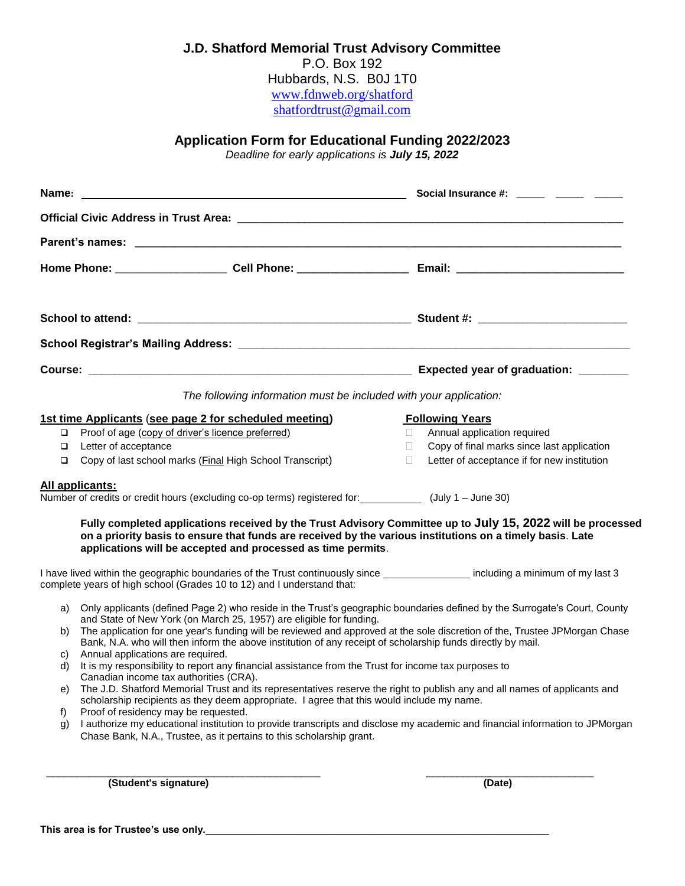# J.D. Shatford Memorial Trust Advisory Committee

P.O. Box 192
Hubbards, N.S. B0J 1T0
www.fdnweb.org/shatford
shatfordtrust@gmail.com

## Application Form for Educational Funding 2022/2023

*Deadline for early applications is **July 15, 2022***

**Name:** ______________________________________________ **Social Insurance #:** ____ ____ ____

**Official Civic Address in Trust Area:** ______________________________________________

**Parent's names:** ______________________________________________

**Home Phone:** ________________ **Cell Phone:** ________________ **Email:** ________________________

**School to attend:** ________________________________________ **Student #:** ____________________

**School Registrar's Mailing Address:** ______________________________________________

**Course:** ______________________________________________ **Expected year of graduation:** _______

*The following information must be included with your application:*

**1st time Applicants (see page 2 for scheduled meeting)**

- ☐ Proof of age (copy of driver's licence preferred)
- ☐ Letter of acceptance
- ☐ Copy of last school marks (Final High School Transcript)

**Following Years**

- ☐ Annual application required
- ☐ Copy of final marks since last application
- ☐ Letter of acceptance if for new institution

**All applicants:**

Number of credits or credit hours (excluding co-op terms) registered for:__________ (July 1 – June 30)

**Fully completed applications received by the Trust Advisory Committee up to July 15, 2022 will be processed on a priority basis to ensure that funds are received by the various institutions on a timely basis. Late applications will be accepted and processed as time permits.**

I have lived within the geographic boundaries of the Trust continuously since ______________ including a minimum of my last 3 complete years of high school (Grades 10 to 12) and I understand that:

a) Only applicants (defined Page 2) who reside in the Trust's geographic boundaries defined by the Surrogate's Court, County and State of New York (on March 25, 1957) are eligible for funding.
b) The application for one year's funding will be reviewed and approved at the sole discretion of the, Trustee JPMorgan Chase Bank, N.A. who will then inform the above institution of any receipt of scholarship funds directly by mail.
c) Annual applications are required.
d) It is my responsibility to report any financial assistance from the Trust for income tax purposes to Canadian income tax authorities (CRA).
e) The J.D. Shatford Memorial Trust and its representatives reserve the right to publish any and all names of applicants and scholarship recipients as they deem appropriate. I agree that this would include my name.
f) Proof of residency may be requested.
g) I authorize my educational institution to provide transcripts and disclose my academic and financial information to JPMorgan Chase Bank, N.A., Trustee, as it pertains to this scholarship grant.

______________________________________________ ____________________________
**(Student's signature)** **(Date)**

**This area is for Trustee's use only.**______________________________________________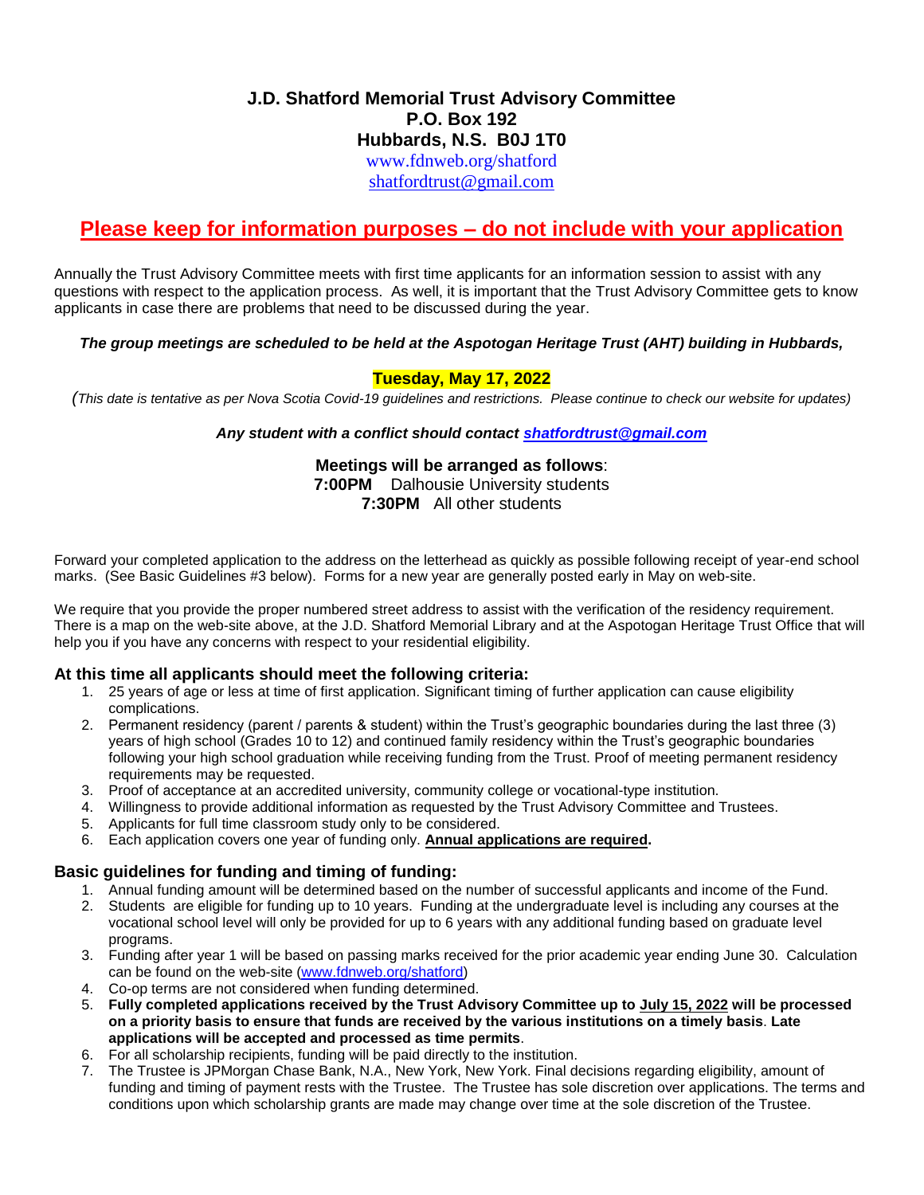**J.D. Shatford Memorial Trust Advisory Committee**
**P.O. Box 192**
**Hubbards, N.S. B0J 1T0**
www.fdnweb.org/shatford
shatfordtrust@gmail.com

# Please keep for information purposes – do not include with your application

Annually the Trust Advisory Committee meets with first time applicants for an information session to assist with any questions with respect to the application process. As well, it is important that the Trust Advisory Committee gets to know applicants in case there are problems that need to be discussed during the year.

***The group meetings are scheduled to be held at the Aspotogan Heritage Trust (AHT) building in Hubbards,***

**Tuesday, May 17, 2022**

*(This date is tentative as per Nova Scotia Covid-19 guidelines and restrictions. Please continue to check our website for updates)*

***Any student with a conflict should contact shatfordtrust@gmail.com***

**Meetings will be arranged as follows**:
**7:00PM** Dalhousie University students
**7:30PM** All other students

Forward your completed application to the address on the letterhead as quickly as possible following receipt of year-end school marks. (See Basic Guidelines #3 below). Forms for a new year are generally posted early in May on web-site.

We require that you provide the proper numbered street address to assist with the verification of the residency requirement. There is a map on the web-site above, at the J.D. Shatford Memorial Library and at the Aspotogan Heritage Trust Office that will help you if you have any concerns with respect to your residential eligibility.

### At this time all applicants should meet the following criteria:

1. 25 years of age or less at time of first application. Significant timing of further application can cause eligibility complications.
2. Permanent residency (parent / parents & student) within the Trust's geographic boundaries during the last three (3) years of high school (Grades 10 to 12) and continued family residency within the Trust's geographic boundaries following your high school graduation while receiving funding from the Trust. Proof of meeting permanent residency requirements may be requested.
3. Proof of acceptance at an accredited university, community college or vocational-type institution.
4. Willingness to provide additional information as requested by the Trust Advisory Committee and Trustees.
5. Applicants for full time classroom study only to be considered.
6. Each application covers one year of funding only. **Annual applications are required.**

### Basic guidelines for funding and timing of funding:

1. Annual funding amount will be determined based on the number of successful applicants and income of the Fund.
2. Students are eligible for funding up to 10 years. Funding at the undergraduate level is including any courses at the vocational school level will only be provided for up to 6 years with any additional funding based on graduate level programs.
3. Funding after year 1 will be based on passing marks received for the prior academic year ending June 30. Calculation can be found on the web-site (www.fdnweb.org/shatford)
4. Co-op terms are not considered when funding determined.
5. **Fully completed applications received by the Trust Advisory Committee up to July 15, 2022 will be processed on a priority basis to ensure that funds are received by the various institutions on a timely basis**. **Late applications will be accepted and processed as time permits**.
6. For all scholarship recipients, funding will be paid directly to the institution.
7. The Trustee is JPMorgan Chase Bank, N.A., New York, New York. Final decisions regarding eligibility, amount of funding and timing of payment rests with the Trustee. The Trustee has sole discretion over applications. The terms and conditions upon which scholarship grants are made may change over time at the sole discretion of the Trustee.